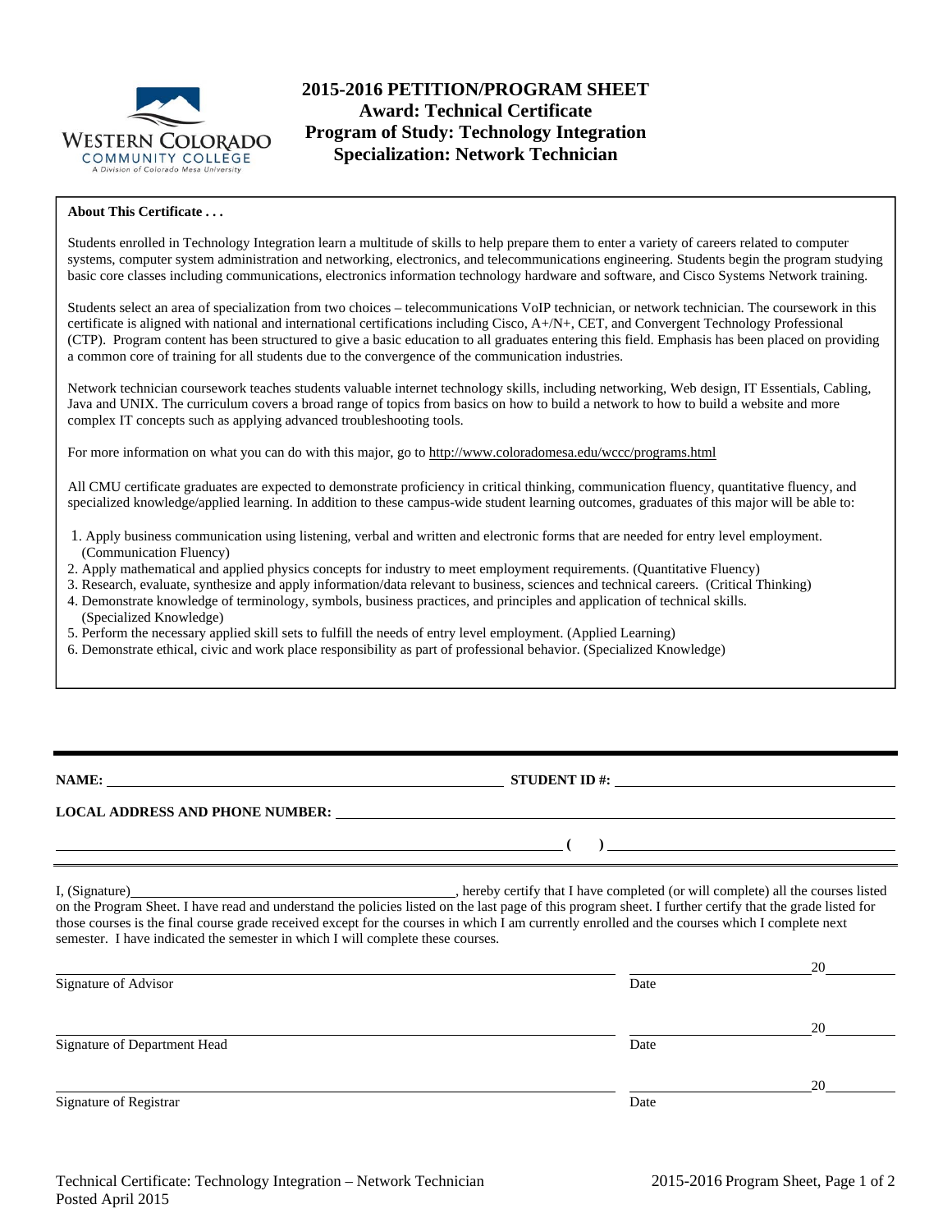# 2015-2016 PETITION/PROGRAM SHEET
## Award: Technical Certificate
## Program of Study: Technology Integration
## Specialization: Network Technician

**About This Certificate . . .**

Students enrolled in Technology Integration learn a multitude of skills to help prepare them to enter a variety of careers related to computer systems, computer system administration and networking, electronics, and telecommunications engineering. Students begin the program studying basic core classes including communications, electronics information technology hardware and software, and Cisco Systems Network training.

Students select an area of specialization from two choices – telecommunications VoIP technician, or network technician. The coursework in this certificate is aligned with national and international certifications including Cisco, A+/N+, CET, and Convergent Technology Professional (CTP). Program content has been structured to give a basic education to all graduates entering this field. Emphasis has been placed on providing a common core of training for all students due to the convergence of the communication industries.

Network technician coursework teaches students valuable internet technology skills, including networking, Web design, IT Essentials, Cabling, Java and UNIX. The curriculum covers a broad range of topics from basics on how to build a network to how to build a website and more complex IT concepts such as applying advanced troubleshooting tools.

For more information on what you can do with this major, go to http://www.coloradomesa.edu/wccc/programs.html

All CMU certificate graduates are expected to demonstrate proficiency in critical thinking, communication fluency, quantitative fluency, and specialized knowledge/applied learning. In addition to these campus-wide student learning outcomes, graduates of this major will be able to:

1. Apply business communication using listening, verbal and written and electronic forms that are needed for entry level employment. (Communication Fluency)
2. Apply mathematical and applied physics concepts for industry to meet employment requirements. (Quantitative Fluency)
3. Research, evaluate, synthesize and apply information/data relevant to business, sciences and technical careers. (Critical Thinking)
4. Demonstrate knowledge of terminology, symbols, business practices, and principles and application of technical skills. (Specialized Knowledge)
5. Perform the necessary applied skill sets to fulfill the needs of entry level employment. (Applied Learning)
6. Demonstrate ethical, civic and work place responsibility as part of professional behavior. (Specialized Knowledge)

---

**NAME:** ______________________________ **STUDENT ID #:** ______________________________

**LOCAL ADDRESS AND PHONE NUMBER:** ______________________________

______________________________ ( ) ______________________________

I, (Signature)______________________________, hereby certify that I have completed (or will complete) all the courses listed on the Program Sheet. I have read and understand the policies listed on the last page of this program sheet. I further certify that the grade listed for those courses is the final course grade received except for the courses in which I am currently enrolled and the courses which I complete next semester. I have indicated the semester in which I will complete these courses.

______________________________ ______________20______
Signature of Advisor Date

______________________________ ______________20______
Signature of Department Head Date

______________________________ ______________20______
Signature of Registrar Date

Technical Certificate: Technology Integration – Network Technician
Posted April 2015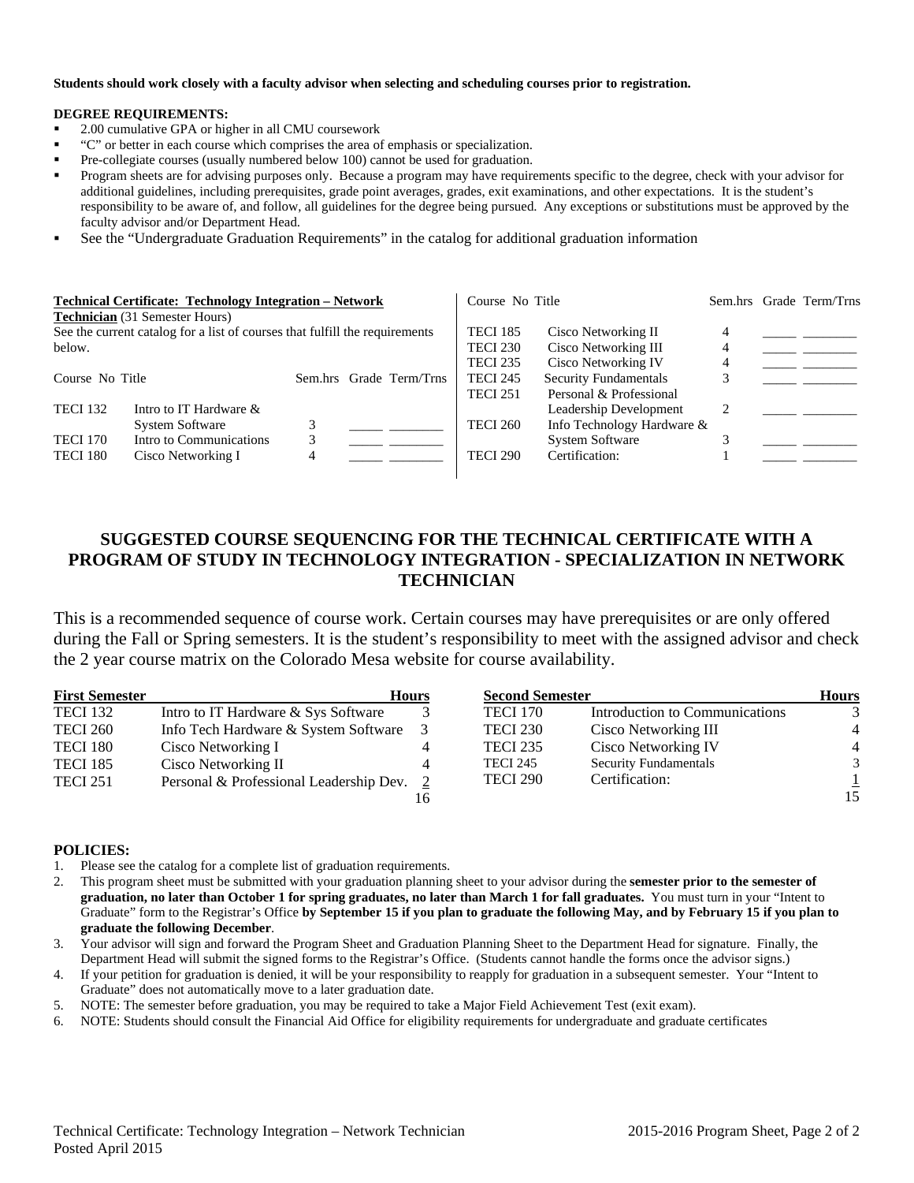**Students should work closely with a faculty advisor when selecting and scheduling courses prior to registration.**

**DEGREE REQUIREMENTS:**

- 2.00 cumulative GPA or higher in all CMU coursework
- "C" or better in each course which comprises the area of emphasis or specialization.
- Pre-collegiate courses (usually numbered below 100) cannot be used for graduation.
- Program sheets are for advising purposes only. Because a program may have requirements specific to the degree, check with your advisor for additional guidelines, including prerequisites, grade point averages, grades, exit examinations, and other expectations. It is the student's responsibility to be aware of, and follow, all guidelines for the degree being pursued. Any exceptions or substitutions must be approved by the faculty advisor and/or Department Head.
- See the "Undergraduate Graduation Requirements" in the catalog for additional graduation information

**Technical Certificate: Technology Integration – Network Technician** (31 Semester Hours)

See the current catalog for a list of courses that fulfill the requirements below.

| Course No | Title | Sem.hrs | Grade | Term/Trns |
|---|---|---|---|---|
| TECI 132 | Intro to IT Hardware & System Software | 3 | _____ | ________ |
| TECI 170 | Intro to Communications | 3 | _____ | ________ |
| TECI 180 | Cisco Networking I | 4 | _____ | ________ |
| TECI 185 | Cisco Networking II | 4 | _____ | ________ |
| TECI 230 | Cisco Networking III | 4 | _____ | ________ |
| TECI 235 | Cisco Networking IV | 4 | _____ | ________ |
| TECI 245 | Security Fundamentals | 3 | _____ | ________ |
| TECI 251 | Personal & Professional Leadership Development | 2 | _____ | ________ |
| TECI 260 | Info Technology Hardware & System Software | 3 | _____ | ________ |
| TECI 290 | Certification: | 1 | _____ | ________ |

## SUGGESTED COURSE SEQUENCING FOR THE TECHNICAL CERTIFICATE WITH A PROGRAM OF STUDY IN TECHNOLOGY INTEGRATION - SPECIALIZATION IN NETWORK TECHNICIAN

This is a recommended sequence of course work. Certain courses may have prerequisites or are only offered during the Fall or Spring semesters. It is the student's responsibility to meet with the assigned advisor and check the 2 year course matrix on the Colorado Mesa website for course availability.

| First Semester | | Hours |
|---|---|---|
| TECI 132 | Intro to IT Hardware & Sys Software | 3 |
| TECI 260 | Info Tech Hardware & System Software | 3 |
| TECI 180 | Cisco Networking I | 4 |
| TECI 185 | Cisco Networking II | 4 |
| TECI 251 | Personal & Professional Leadership Dev. | 2 |
| | | 16 |

| Second Semester | | Hours |
|---|---|---|
| TECI 170 | Introduction to Communications | 3 |
| TECI 230 | Cisco Networking III | 4 |
| TECI 235 | Cisco Networking IV | 4 |
| TECI 245 | Security Fundamentals | 3 |
| TECI 290 | Certification: | 1 |
| | | 15 |

**POLICIES:**

1. Please see the catalog for a complete list of graduation requirements.
2. This program sheet must be submitted with your graduation planning sheet to your advisor during the **semester prior to the semester of graduation, no later than October 1 for spring graduates, no later than March 1 for fall graduates.** You must turn in your "Intent to Graduate" form to the Registrar's Office **by September 15 if you plan to graduate the following May, and by February 15 if you plan to graduate the following December**.
3. Your advisor will sign and forward the Program Sheet and Graduation Planning Sheet to the Department Head for signature. Finally, the Department Head will submit the signed forms to the Registrar's Office. (Students cannot handle the forms once the advisor signs.)
4. If your petition for graduation is denied, it will be your responsibility to reapply for graduation in a subsequent semester. Your "Intent to Graduate" does not automatically move to a later graduation date.
5. NOTE: The semester before graduation, you may be required to take a Major Field Achievement Test (exit exam).
6. NOTE: Students should consult the Financial Aid Office for eligibility requirements for undergraduate and graduate certificates